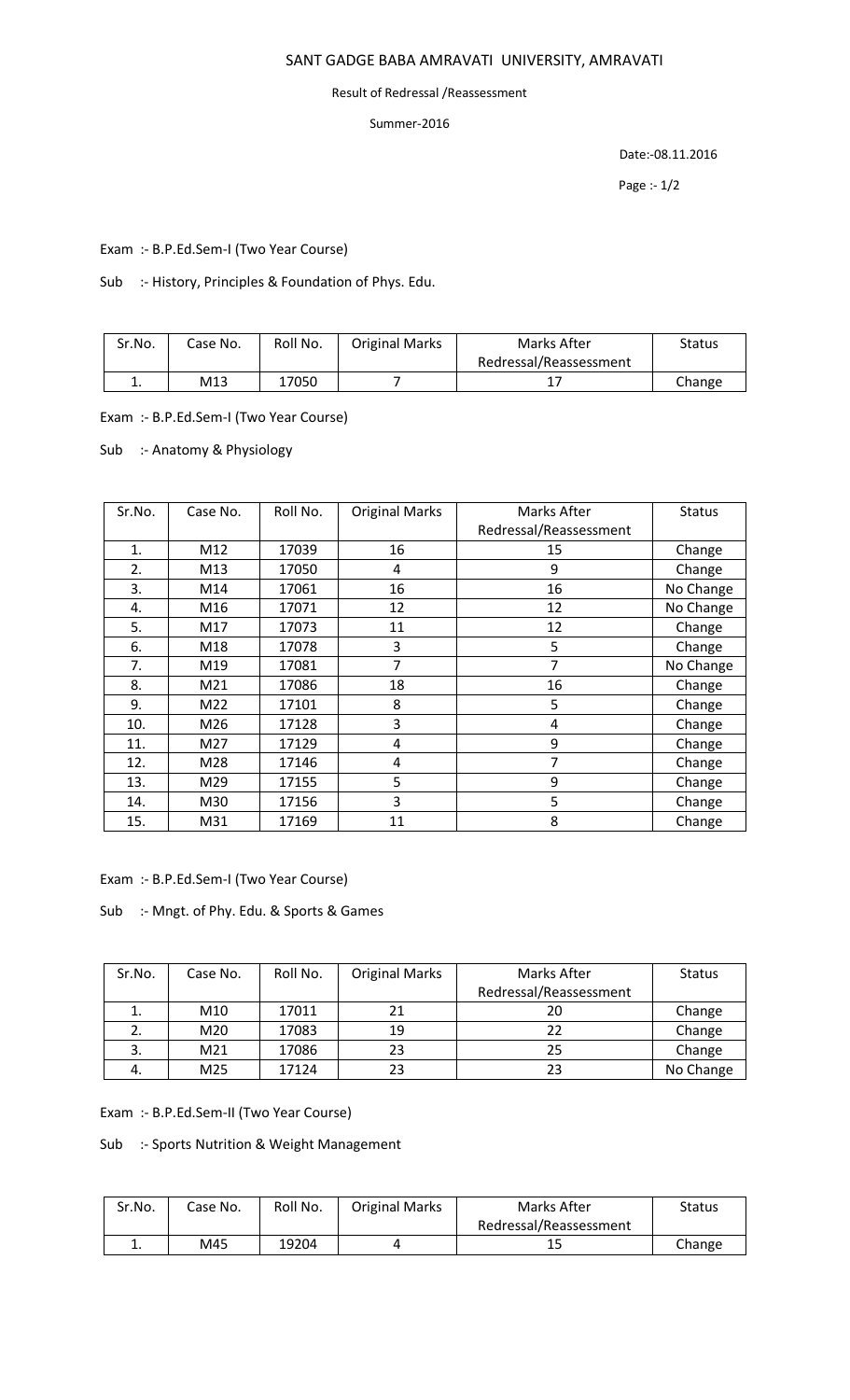# SANT GADGE BABA AMRAVATI UNIVERSITY, AMRAVATI

Result of Redressal /Reassessment

Summer-2016

Date:-08.11.2016

Exam :- B.P.Ed.Sem-I (Two Year Course)

Sub :- History, Principles & Foundation of Phys. Edu.

| Sr.No. | Case No. | Roll No. | Original Marks | Marks After Redressal/Reassessment | Status |
|---|---|---|---|---|---|
| 1. | M13 | 17050 | 7 | 17 | Change |

Exam :- B.P.Ed.Sem-I (Two Year Course)

Sub :- Anatomy & Physiology

| Sr.No. | Case No. | Roll No. | Original Marks | Marks After Redressal/Reassessment | Status |
|---|---|---|---|---|---|
| 1. | M12 | 17039 | 16 | 15 | Change |
| 2. | M13 | 17050 | 4 | 9 | Change |
| 3. | M14 | 17061 | 16 | 16 | No Change |
| 4. | M16 | 17071 | 12 | 12 | No Change |
| 5. | M17 | 17073 | 11 | 12 | Change |
| 6. | M18 | 17078 | 3 | 5 | Change |
| 7. | M19 | 17081 | 7 | 7 | No Change |
| 8. | M21 | 17086 | 18 | 16 | Change |
| 9. | M22 | 17101 | 8 | 5 | Change |
| 10. | M26 | 17128 | 3 | 4 | Change |
| 11. | M27 | 17129 | 4 | 9 | Change |
| 12. | M28 | 17146 | 4 | 7 | Change |
| 13. | M29 | 17155 | 5 | 9 | Change |
| 14. | M30 | 17156 | 3 | 5 | Change |
| 15. | M31 | 17169 | 11 | 8 | Change |

Exam :- B.P.Ed.Sem-I (Two Year Course)

Sub :- Mngt. of Phy. Edu. & Sports & Games

| Sr.No. | Case No. | Roll No. | Original Marks | Marks After Redressal/Reassessment | Status |
|---|---|---|---|---|---|
| 1. | M10 | 17011 | 21 | 20 | Change |
| 2. | M20 | 17083 | 19 | 22 | Change |
| 3. | M21 | 17086 | 23 | 25 | Change |
| 4. | M25 | 17124 | 23 | 23 | No Change |

Exam :- B.P.Ed.Sem-II (Two Year Course)

Sub :- Sports Nutrition & Weight Management

| Sr.No. | Case No. | Roll No. | Original Marks | Marks After Redressal/Reassessment | Status |
|---|---|---|---|---|---|
| 1. | M45 | 19204 | 4 | 15 | Change |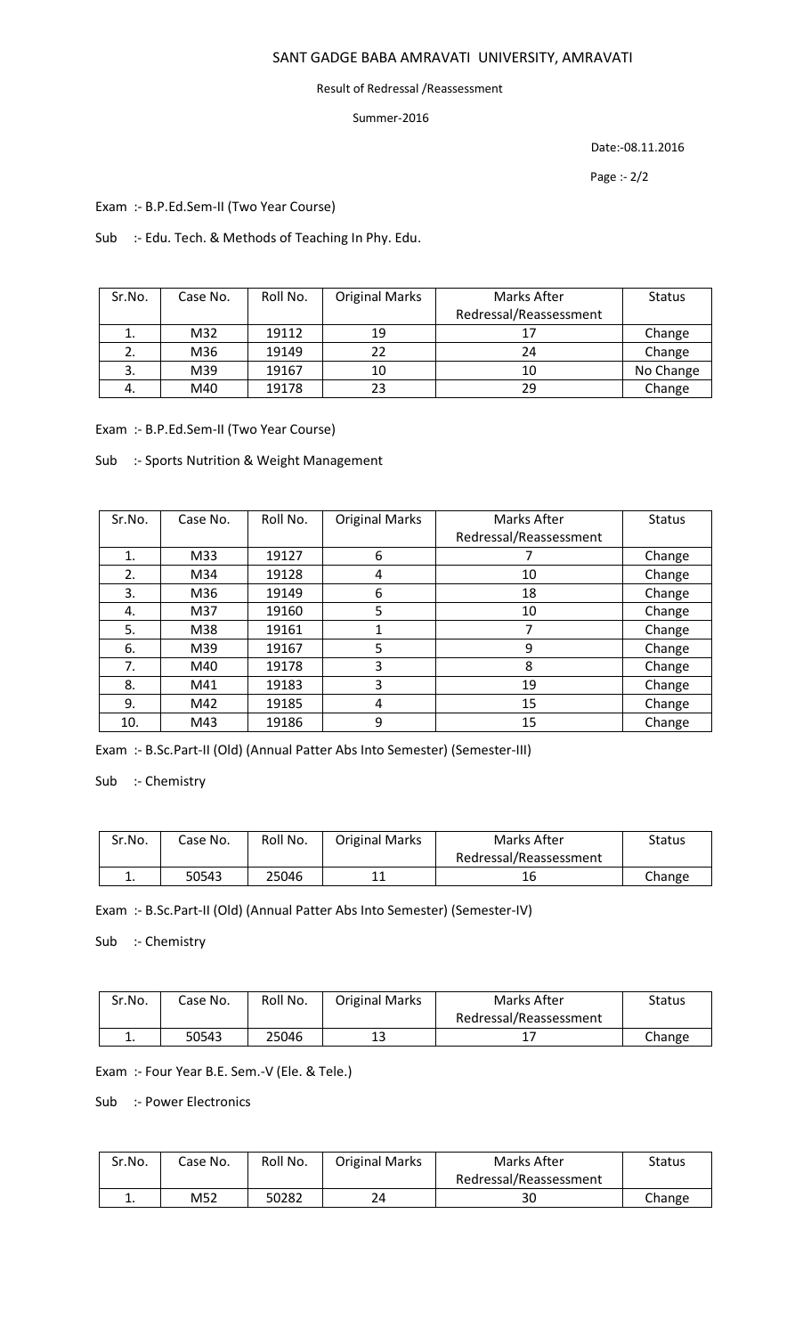# SANT GADGE BABA AMRAVATI UNIVERSITY, AMRAVATI

Result of Redressal /Reassessment

Summer-2016

Date:-08.11.2016

Exam :- B.P.Ed.Sem-II (Two Year Course)

Sub :- Edu. Tech. & Methods of Teaching In Phy. Edu.

| Sr.No. | Case No. | Roll No. | Original Marks | Marks After Redressal/Reassessment | Status |
|---|---|---|---|---|---|
| 1. | M32 | 19112 | 19 | 17 | Change |
| 2. | M36 | 19149 | 22 | 24 | Change |
| 3. | M39 | 19167 | 10 | 10 | No Change |
| 4. | M40 | 19178 | 23 | 29 | Change |

Exam :- B.P.Ed.Sem-II (Two Year Course)

Sub :- Sports Nutrition & Weight Management

| Sr.No. | Case No. | Roll No. | Original Marks | Marks After Redressal/Reassessment | Status |
|---|---|---|---|---|---|
| 1. | M33 | 19127 | 6 | 7 | Change |
| 2. | M34 | 19128 | 4 | 10 | Change |
| 3. | M36 | 19149 | 6 | 18 | Change |
| 4. | M37 | 19160 | 5 | 10 | Change |
| 5. | M38 | 19161 | 1 | 7 | Change |
| 6. | M39 | 19167 | 5 | 9 | Change |
| 7. | M40 | 19178 | 3 | 8 | Change |
| 8. | M41 | 19183 | 3 | 19 | Change |
| 9. | M42 | 19185 | 4 | 15 | Change |
| 10. | M43 | 19186 | 9 | 15 | Change |

Exam :- B.Sc.Part-II (Old) (Annual Patter Abs Into Semester) (Semester-III)

Sub :- Chemistry

| Sr.No. | Case No. | Roll No. | Original Marks | Marks After Redressal/Reassessment | Status |
|---|---|---|---|---|---|
| 1. | 50543 | 25046 | 11 | 16 | Change |

Exam :- B.Sc.Part-II (Old) (Annual Patter Abs Into Semester) (Semester-IV)

Sub :- Chemistry

| Sr.No. | Case No. | Roll No. | Original Marks | Marks After Redressal/Reassessment | Status |
|---|---|---|---|---|---|
| 1. | 50543 | 25046 | 13 | 17 | Change |

Exam :- Four Year B.E. Sem.-V (Ele. & Tele.)

Sub :- Power Electronics

| Sr.No. | Case No. | Roll No. | Original Marks | Marks After Redressal/Reassessment | Status |
|---|---|---|---|---|---|
| 1. | M52 | 50282 | 24 | 30 | Change |